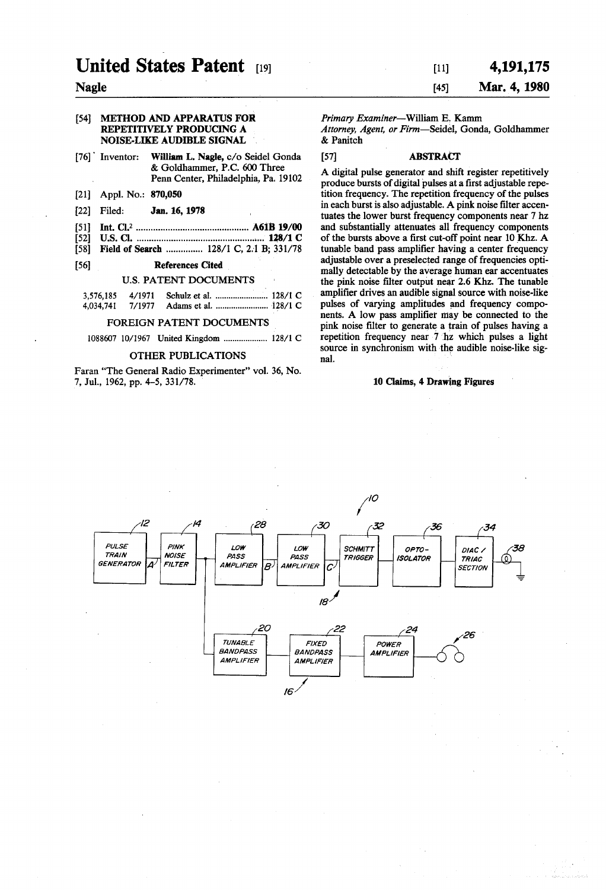# United States Patent [19]

**Nagle**

[11] **4,191,175**

[45] **Mar. 4, 1980**

[54] **METHOD AND APPARATUS FOR REPETITIVELY PRODUCING A NOISE-LIKE AUDIBLE SIGNAL**

[76] Inventor: **William L. Nagle,** c/o Seidel Gonda & Goldhammer, P.C. 600 Three Penn Center, Philadelphia, Pa. 19102

[21] Appl. No.: **870,050**

[22] Filed: **Jan. 16, 1978**

[51] **Int. Cl.**[2] .............................................. **A61B 19/00**

[52] **U.S. Cl.** .................................................... **128/1 C**

[58] **Field of Search** ............... 128/1 C, 2.1 B; 331/78

[56] **References Cited**

U.S. PATENT DOCUMENTS

| | | | |
|---|---|---|---|
| 3,576,185 | 4/1971 | Schulz et al. | 128/1 C |
| 4,034,741 | 7/1977 | Adams et al. | 128/1 C |

FOREIGN PATENT DOCUMENTS

1088607 10/1967 United Kingdom .................... 128/1 C

OTHER PUBLICATIONS

Faran "The General Radio Experimenter" vol. 36, No. 7, Jul., 1962, pp. 4–5, 331/78.

*Primary Examiner*—William E. Kamm

*Attorney, Agent, or Firm*—Seidel, Gonda, Goldhammer & Panitch

[57] **ABSTRACT**

A digital pulse generator and shift register repetitively produce bursts of digital pulses at a first adjustable repetition frequency. The repetition frequency of the pulses in each burst is also adjustable. A pink noise filter accentuates the lower burst frequency components near 7 hz and substantially attenuates all frequency components of the bursts above a first cut-off point near 10 Khz. A tunable band pass amplifier having a center frequency adjustable over a preselected range of frequencies optimally detectable by the average human ear accentuates the pink noise filter output near 2.6 Khz. The tunable amplifier drives an audible signal source with noise-like pulses of varying amplitudes and frequency components. A low pass amplifier may be connected to the pink noise filter to generate a train of pulses having a repetition frequency near 7 hz which pulses a light source in synchronism with the audible noise-like signal.

**10 Claims, 4 Drawing Figures**

10

12 PULSE TRAIN GENERATOR — A — 14 PINK NOISE FILTER — 28 LOW PASS AMPLIFIER — B — 30 LOW PASS AMPLIFIER — C — 32 SCHMITT TRIGGER — 36 OPTO-ISOLATOR — 34 DIAC / TRIAC SECTION — 38

18

20 TUNABLE BANDPASS AMPLIFIER — 22 FIXED BANDPASS AMPLIFIER — 24 POWER AMPLIFIER — 26

16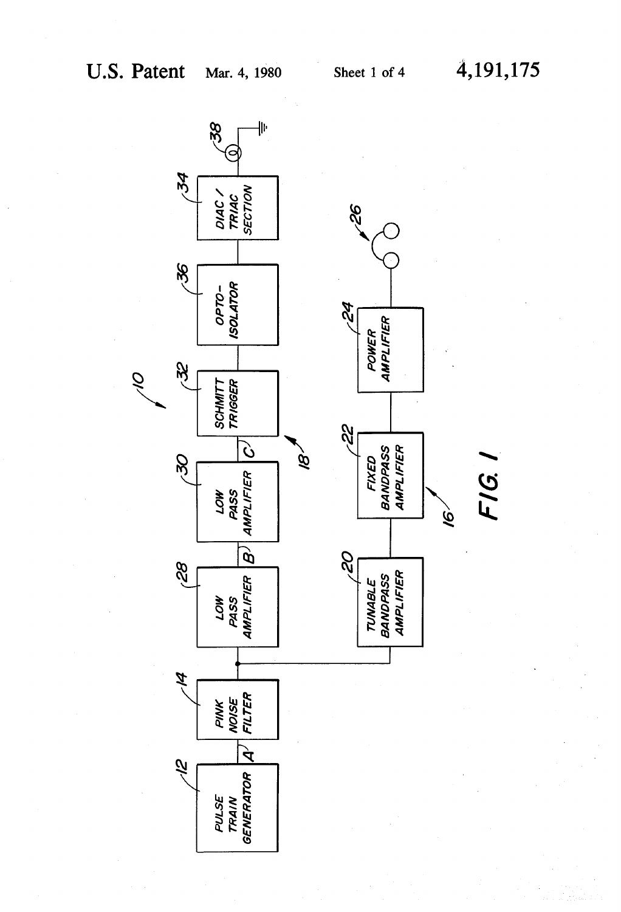PULSE TRAIN GENERATOR (12)

PINK NOISE FILTER (14)

LOW PASS AMPLIFIER (28)

LOW PASS AMPLIFIER (30)

SCHMITT TRIGGER (32)

OPTO-ISOLATOR (36)

DIAC / TRIAC SECTION (34)

TUNABLE BANDPASS AMPLIFIER (20)

FIXED BANDPASS AMPLIFIER (22)

POWER AMPLIFIER (24)

A, B, C, 10, 16, 18, 26, 38

FIG. 1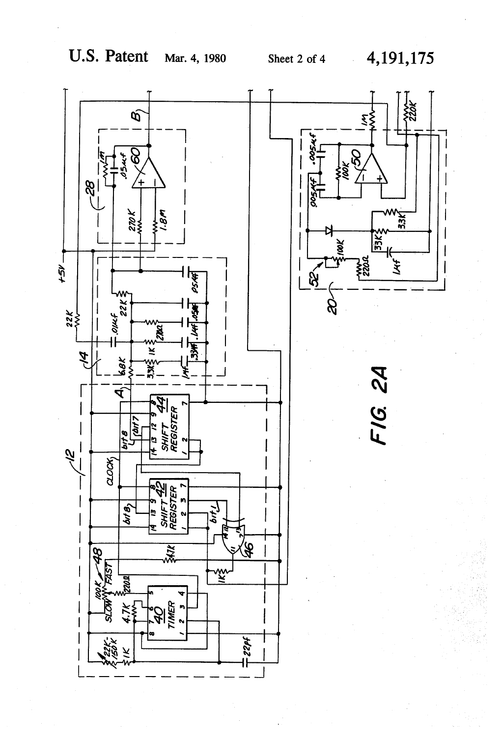FIG. 2A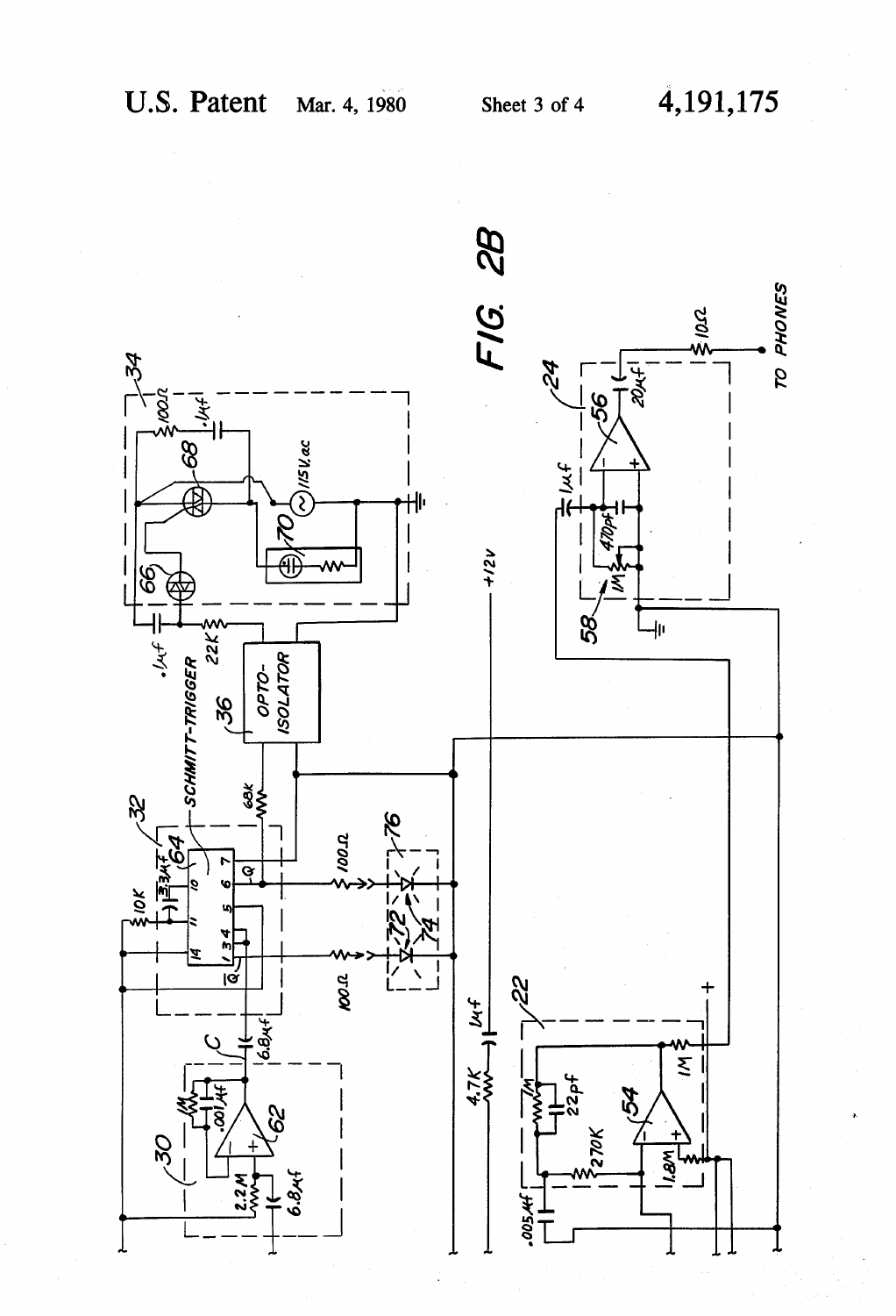FIG. 2B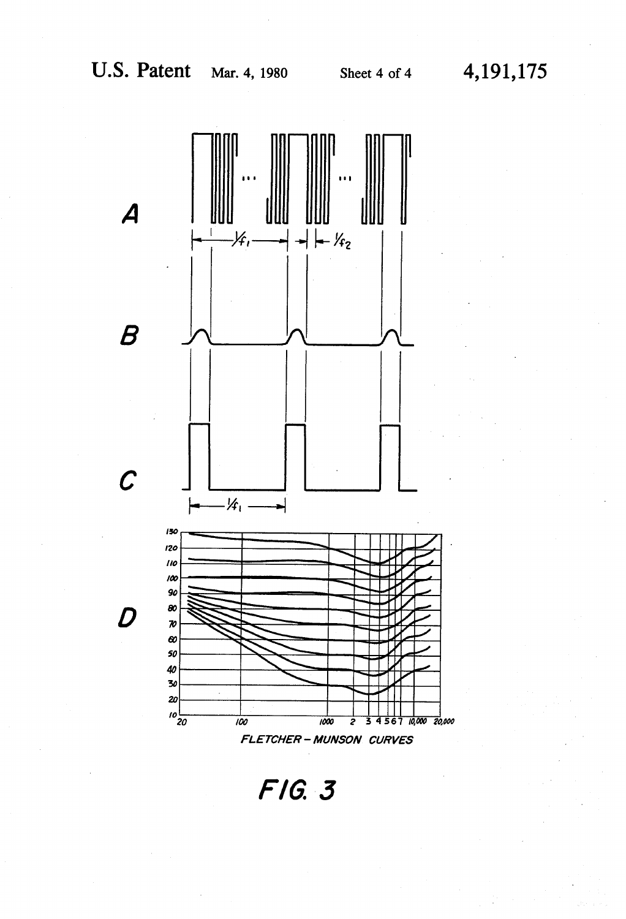A

$1/f_1$ $1/f_2$

B

C

$1/f_1$

D

130 120 110 100 90 80 70 60 50 40 30 20 10

20 100 1000 2 3 4 5 6 7 10,000 20,000

FLETCHER – MUNSON CURVES

FIG. 3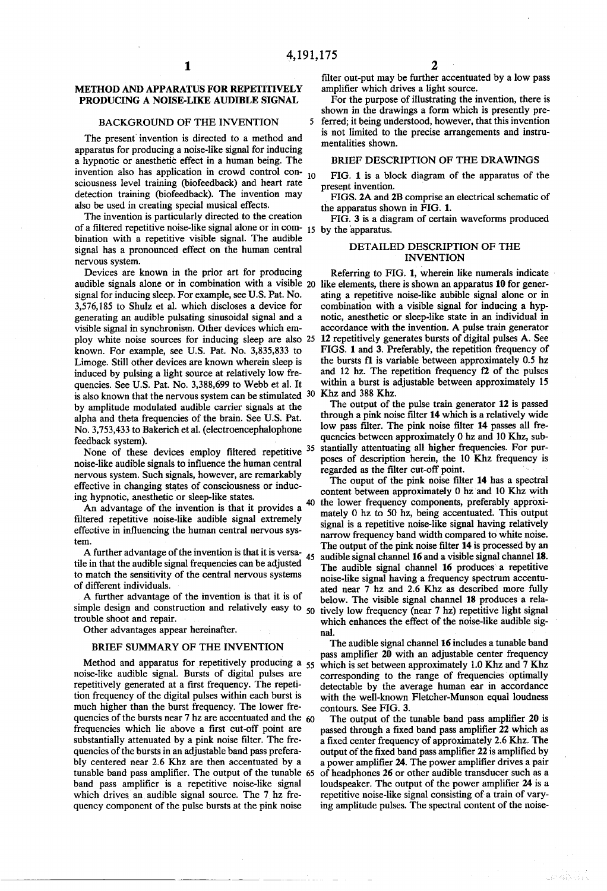# METHOD AND APPARATUS FOR REPETITIVELY PRODUCING A NOISE-LIKE AUDIBLE SIGNAL

## BACKGROUND OF THE INVENTION

The present invention is directed to a method and apparatus for producing a noise-like signal for inducing a hypnotic or anesthetic effect in a human being. The invention also has application in crowd control consciousness level training (biofeedback) and heart rate detection training (biofeedback). The invention may also be used in creating special musical effects.

The invention is particularly directed to the creation of a filtered repetitive noise-like signal alone or in combination with a repetitive visible signal. The audible signal has a pronounced effect on the human central nervous system.

Devices are known in the prior art for producing audible signals alone or in combination with a visible signal for inducing sleep. For example, see U.S. Pat. No. 3,576,185 to Shulz et al. which discloses a device for generating an audible pulsating sinusoidal signal and a visible signal in synchronism. Other devices which employ white noise sources for inducing sleep are also known. For example, see U.S. Pat. No. 3,835,833 to Limoge. Still other devices are known wherein sleep is induced by pulsing a light source at relatively low frequencies. See U.S. Pat. No. 3,388,699 to Webb et al. It is also known that the nervous system can be stimulated by amplitude modulated audible carrier signals at the alpha and theta frequencies of the brain. See U.S. Pat. No. 3,753,433 to Bakerich et al. (electroencephalophone feedback system).

None of these devices employ filtered repetitive noise-like audible signals to influence the human central nervous system. Such signals, however, are remarkably effective in changing states of consciousness or inducing hypnotic, anesthetic or sleep-like states.

An advantage of the invention is that it provides a filtered repetitive noise-like audible signal extremely effective in influencing the human central nervous system.

A further advantage of the invention is that it is versatile in that the audible signal frequencies can be adjusted to match the sensitivity of the central nervous systems of different individuals.

A further advantage of the invention is that it is of simple design and construction and relatively easy to trouble shoot and repair.

Other advantages appear hereinafter.

## BRIEF SUMMARY OF THE INVENTION

Method and apparatus for repetitively producing a noise-like audible signal. Bursts of digital pulses are repetitively generated at a first frequency. The repetition frequency of the digital pulses within each burst is much higher than the burst frequency. The lower frequencies of the bursts near 7 hz are accentuated and the frequencies which lie above a first cut-off point are substantially attenuated by a pink noise filter. The frequencies of the bursts in an adjustable band pass preferably centered near 2.6 Khz are then accentuated by a tunable band pass amplifier. The output of the tunable band pass amplifier is a repetitive noise-like signal which drives an audible signal source. The 7 hz frequency component of the pulse bursts at the pink noise filter out-put may be further accentuated by a low pass amplifier which drives a light source.

For the purpose of illustrating the invention, there is shown in the drawings a form which is presently preferred; it being understood, however, that this invention is not limited to the precise arrangements and instrumentalities shown.

## BRIEF DESCRIPTION OF THE DRAWINGS

FIG. 1 is a block diagram of the apparatus of the present invention.

FIGS. 2A and 2B comprise an electrical schematic of the apparatus shown in FIG. 1.

FIG. 3 is a diagram of certain waveforms produced by the apparatus.

## DETAILED DESCRIPTION OF THE INVENTION

Referring to FIG. 1, wherein like numerals indicate like elements, there is shown an apparatus **10** for generating a repetitive noise-like aubible signal alone or in combination with a visible signal for inducing a hypnotic, anesthetic or sleep-like state in an individual in accordance with the invention. A pulse train generator **12** repetitively generates bursts of digital pulses A. See FIGS. **1** and **3**. Preferably, the repetition frequency of the bursts f1 is variable between approximately 0.5 hz and 12 hz. The repetition frequency f2 of the pulses within a burst is adjustable between approximately 15 Khz and 388 Khz.

The output of the pulse train generator **12** is passed through a pink noise filter **14** which is a relatively wide low pass filter. The pink noise filter **14** passes all frequencies between approximately 0 hz and 10 Khz, substantially attenuating all higher frequencies. For purposes of description herein, the 10 Khz frequency is regarded as the filter cut-off point.

The ouput of the pink noise filter **14** has a spectral content between approximately 0 hz and 10 Khz with the lower frequency components, preferably approximately 0 hz to 50 hz, being accentuated. This output signal is a repetitive noise-like signal having relatively narrow frequency band width compared to white noise. The output of the pink noise filter **14** is processed by an audible signal channel **16** and a visible signal channel **18**. The audible signal channel **16** produces a repetitive noise-like signal having a frequency spectrum accentuated near 7 hz and 2.6 Khz as described more fully below. The visible signal channel **18** produces a relatively low frequency (near 7 hz) repetitive light signal which enhances the effect of the noise-like audible signal.

The audible signal channel **16** includes a tunable band pass amplifier **20** with an adjustable center frequency which is set between approximately 1.0 Khz and 7 Khz corresponding to the range of frequencies optimally detectable by the average human ear in accordance with the well-known Fletcher-Munson equal loudness contours. See FIG. 3.

The output of the tunable band pass amplifier **20** is passed through a fixed band pass amplifier **22** which as a fixed center frequency of approximately 2.6 Khz. The output of the fixed band pass amplifier **22** is amplified by a power amplifier **24**. The power amplifier drives a pair of headphones **26** or other audible transducer such as a loudspeaker. The output of the power amplifier **24** is a repetitive noise-like signal consisting of a train of varying amplitude pulses. The spectral content of the noise-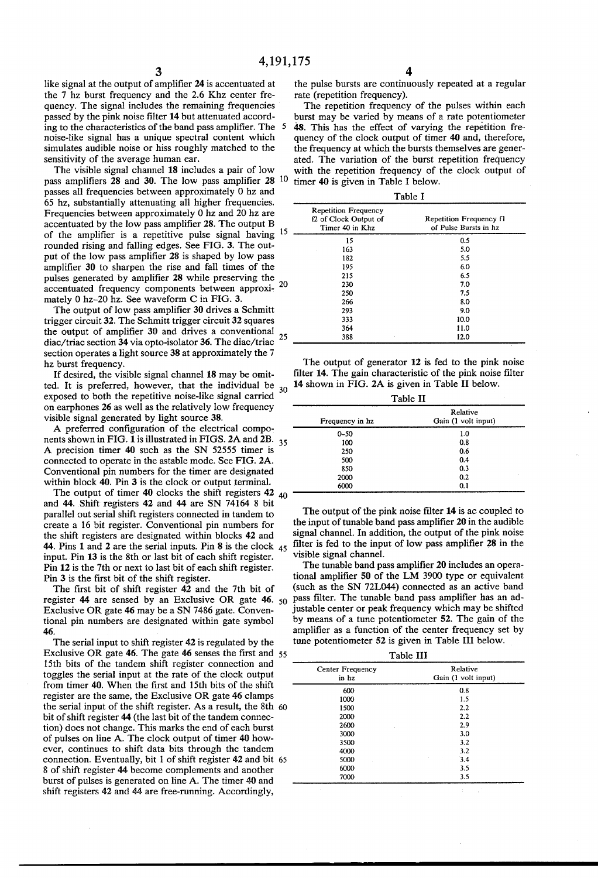like signal at the output of amplifier 24 is accentuated at the 7 hz burst frequency and the 2.6 Khz center frequency. The signal includes the remaining frequencies passed by the pink noise filter 14 but attenuated according to the characteristics of the band pass amplifier. The noise-like signal has a unique spectral content which simulates audible noise or hiss roughly matched to the sensitivity of the average human ear.

The visible signal channel 18 includes a pair of low pass amplifiers 28 and 30. The low pass amplifier 28 passes all frequencies between approximately 0 hz and 65 hz, substantially attenuating all higher frequencies. Frequencies between approximately 0 hz and 20 hz are accentuated by the low pass amplifier 28. The output B of the amplifier is a repetitive pulse signal having rounded rising and falling edges. See FIG. 3. The output of the low pass amplifier 28 is shaped by low pass amplifier 30 to sharpen the rise and fall times of the pulses generated by amplifier 28 while preserving the accentuated frequency components between approximately 0 hz–20 hz. See waveform C in FIG. 3.

The output of low pass amplifier 30 drives a Schmitt trigger circuit 32. The Schmitt trigger circuit 32 squares the output of amplifier 30 and drives a conventional diac/triac section 34 via opto-isolator 36. The diac/triac section operates a light source 38 at approximately the 7 hz burst frequency.

If desired, the visible signal channel 18 may be omitted. It is preferred, however, that the individual be exposed to both the repetitive noise-like signal carried on earphones 26 as well as the relatively low frequency visible signal generated by light source 38.

A preferred configuration of the electrical components shown in FIG. 1 is illustrated in FIGS. 2A and 2B. A precision timer 40 such as the SN 52555 timer is connected to operate in the astable mode. See FIG. 2A. Conventional pin numbers for the timer are designated within block 40. Pin 3 is the clock or output terminal.

The output of timer 40 clocks the shift registers 42 and 44. Shift registers 42 and 44 are SN 74164 8 bit parallel out serial shift registers connected in tandem to create a 16 bit register. Conventional pin numbers for the shift registers are designated within blocks 42 and 44. Pins 1 and 2 are the serial inputs. Pin 8 is the clock input. Pin 13 is the 8th or last bit of each shift register. Pin 12 is the 7th or next to last bit of each shift register. Pin 3 is the first bit of the shift register.

The first bit of shift register 42 and the 7th bit of register 44 are sensed by an Exclusive OR gate 46. Exclusive OR gate 46 may be a SN 7486 gate. Conventional pin numbers are designated within gate symbol 46.

The serial input to shift register 42 is regulated by the Exclusive OR gate 46. The gate 46 senses the first and 15th bits of the tandem shift register connection and toggles the serial input at the rate of the clock output from timer 40. When the first and 15th bits of the shift register are the same, the Exclusive OR gate 46 clamps the serial input of the shift register. As a result, the 8th bit of shift register 44 (the last bit of the tandem connection) does not change. This marks the end of each burst of pulses on line A. The clock output of timer 40 however, continues to shift data bits through the tandem connection. Eventually, bit 1 of shift register 42 and bit 8 of shift register 44 become complements and another burst of pulses is generated on line A. The timer 40 and shift registers 42 and 44 are free-running. Accordingly, the pulse bursts are continuously repeated at a regular rate (repetition frequency).

The repetition frequency of the pulses within each burst may be varied by means of a rate potentiometer 48. This has the effect of varying the repetition frequency of the clock output of timer 40 and, therefore, the frequency at which the bursts themselves are generated. The variation of the burst repetition frequency with the repetition frequency of the clock output of timer 40 is given in Table I below.

Table I

| Repetition Frequency f2 of Clock Output of Timer 40 in Khz | Repetition Frequency f1 of Pulse Bursts in hz |
|---|---|
| 15 | 0.5 |
| 163 | 5.0 |
| 182 | 5.5 |
| 195 | 6.0 |
| 215 | 6.5 |
| 230 | 7.0 |
| 250 | 7.5 |
| 266 | 8.0 |
| 293 | 9.0 |
| 333 | 10.0 |
| 364 | 11.0 |
| 388 | 12.0 |

The output of generator 12 is fed to the pink noise filter 14. The gain characteristic of the pink noise filter 14 shown in FIG. 2A is given in Table II below.

Table II

| Frequency in hz | Relative Gain (1 volt input) |
|---|---|
| 0–50 | 1.0 |
| 100 | 0.8 |
| 250 | 0.6 |
| 500 | 0.4 |
| 850 | 0.3 |
| 2000 | 0.2 |
| 6000 | 0.1 |

The output of the pink noise filter 14 is ac coupled to the input of tunable band pass amplifier 20 in the audible signal channel. In addition, the output of the pink noise filter is fed to the input of low pass amplifier 28 in the visible signal channel.

The tunable band pass amplifier 20 includes an operational amplifier 50 of the LM 3900 type or equivalent (such as the SN 72L044) connected as an active band pass filter. The tunable band pass amplifier has an adjustable center or peak frequency which may be shifted by means of a tune potentiometer 52. The gain of the amplifier as a function of the center frequency set by tune potentiometer 52 is given in Table III below.

Table III

| Center Frequency in hz | Relative Gain (1 volt input) |
|---|---|
| 600 | 0.8 |
| 1000 | 1.5 |
| 1500 | 2.2 |
| 2000 | 2.2 |
| 2600 | 2.9 |
| 3000 | 3.0 |
| 3500 | 3.2 |
| 4000 | 3.2 |
| 5000 | 3.4 |
| 6000 | 3.5 |
| 7000 | 3.5 |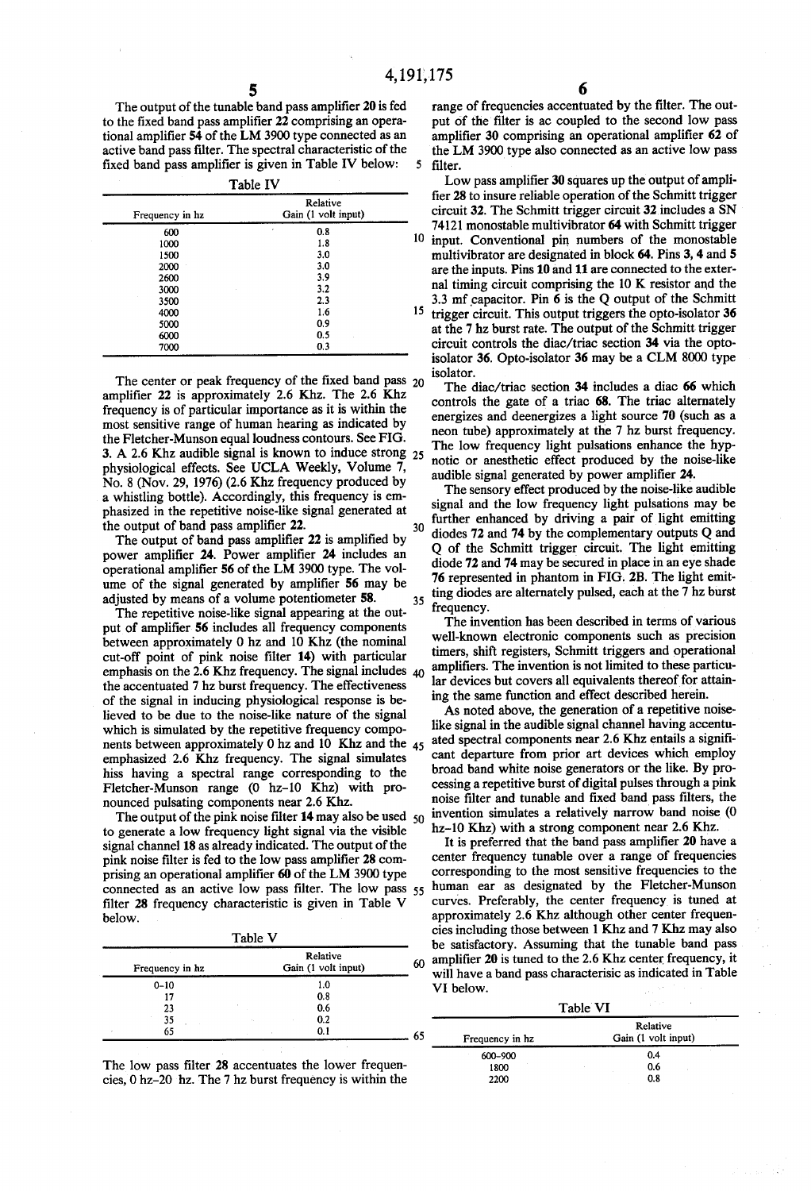The output of the tunable band pass amplifier **20** is fed to the fixed band pass amplifier **22** comprising an operational amplifier **54** of the LM 3900 type connected as an active band pass filter. The spectral characteristic of the fixed band pass amplifier is given in Table IV below:

Table IV

| Frequency in hz | Relative Gain (1 volt input) |
|---|---|
| 600 | 0.8 |
| 1000 | 1.8 |
| 1500 | 3.0 |
| 2000 | 3.0 |
| 2600 | 3.9 |
| 3000 | 3.2 |
| 3500 | 2.3 |
| 4000 | 1.6 |
| 5000 | 0.9 |
| 6000 | 0.5 |
| 7000 | 0.3 |

The center or peak frequency of the fixed band pass amplifier **22** is approximately 2.6 Khz. The 2.6 Khz frequency is of particular importance as it is within the most sensitive range of human hearing as indicated by the Fletcher-Munson equal loudness contours. See FIG. 3. A 2.6 Khz audible signal is known to induce strong physiological effects. See UCLA Weekly, Volume 7, No. 8 (Nov. 29, 1976) (2.6 Khz frequency produced by a whistling bottle). Accordingly, this frequency is emphasized in the repetitive noise-like signal generated at the output of band pass amplifier **22**.

The output of band pass amplifier **22** is amplified by power amplifier **24**. Power amplifier **24** includes an operational amplifier **56** of the LM 3900 type. The volume of the signal generated by amplifier **56** may be adjusted by means of a volume potentiometer **58**.

The repetitive noise-like signal appearing at the output of amplifier **56** includes all frequency components between approximately 0 hz and 10 Khz (the nominal cut-off point of pink noise filter **14**) with particular emphasis on the 2.6 Khz frequency. The signal includes the accentuated 7 hz burst frequency. The effectiveness of the signal in inducing physiological response is believed to be due to the noise-like nature of the signal which is simulated by the repetitive frequency components between approximately 0 hz and 10 Khz and the emphasized 2.6 Khz frequency. The signal simulates hiss having a spectral range corresponding to the Fletcher-Munson range (0 hz–10 Khz) with pronounced pulsating components near 2.6 Khz.

The output of the pink noise filter **14** may also be used to generate a low frequency light signal via the visible signal channel **18** as already indicated. The output of the pink noise filter is fed to the low pass amplifier **28** comprising an operational amplifier **60** of the LM 3900 type connected as an active low pass filter. The low pass filter **28** frequency characteristic is given in Table V below.

Table V

| Frequency in hz | Relative Gain (1 volt input) |
|---|---|
| 0–10 | 1.0 |
| 17 | 0.8 |
| 23 | 0.6 |
| 35 | 0.2 |
| 65 | 0.1 |

The low pass filter **28** accentuates the lower frequencies, 0 hz–20 hz. The 7 hz burst frequency is within the range of frequencies accentuated by the filter. The output of the filter is ac coupled to the second low pass amplifier **30** comprising an operational amplifier **62** of the LM 3900 type also connected as an active low pass filter.

Low pass amplifier **30** squares up the output of amplifier **28** to insure reliable operation of the Schmitt trigger circuit **32**. The Schmitt trigger circuit **32** includes a SN 74121 monostable multivibrator **64** with Schmitt trigger input. Conventional pin numbers of the monostable multivibrator are designated in block **64**. Pins **3**, **4** and **5** are the inputs. Pins **10** and **11** are connected to the external timing circuit comprising the 10 K resistor and the 3.3 mf capacitor. Pin **6** is the Q output of the Schmitt trigger circuit. This output triggers the opto-isolator **36** at the 7 hz burst rate. The output of the Schmitt trigger circuit controls the diac/triac section **34** via the opto-isolator **36**. Opto-isolator **36** may be a CLM 8000 type isolator.

The diac/triac section **34** includes a diac **66** which controls the gate of a triac **68**. The triac alternately energizes and deenergizes a light source **70** (such as a neon tube) approximately at the 7 hz burst frequency. The low frequency light pulsations enhance the hypnotic or anesthetic effect produced by the noise-like audible signal generated by power amplifier **24**.

The sensory effect produced by the noise-like audible signal and the low frequency light pulsations may be further enhanced by driving a pair of light emitting diodes **72** and **74** by the complementary outputs Q and Q of the Schmitt trigger circuit. The light emitting diode **72** and **74** may be secured in place in an eye shade **76** represented in phantom in FIG. **2B**. The light emitting diodes are alternately pulsed, each at the 7 hz burst frequency.

The invention has been described in terms of various well-known electronic components such as precision timers, shift registers, Schmitt triggers and operational amplifiers. The invention is not limited to these particular devices but covers all equivalents thereof for attaining the same function and effect described herein.

As noted above, the generation of a repetitive noise-like signal in the audible signal channel having accentuated spectral components near 2.6 Khz entails a significant departure from prior art devices which employ broad band white noise generators or the like. By processing a repetitive burst of digital pulses through a pink noise filter and tunable and fixed band pass filters, the invention simulates a relatively narrow band noise (0 hz–10 Khz) with a strong component near 2.6 Khz.

It is preferred that the band pass amplifier **20** have a center frequency tunable over a range of frequencies corresponding to the most sensitive frequencies to the human ear as designated by the Fletcher-Munson curves. Preferably, the center frequency is tuned at approximately 2.6 Khz although other center frequencies including those between 1 Khz and 7 Khz may also be satisfactory. Assuming that the tunable band pass amplifier **20** is tuned to the 2.6 Khz center frequency, it will have a band pass characterisic as indicated in Table VI below.

Table VI

| Frequency in hz | Relative Gain (1 volt input) |
|---|---|
| 600–900 | 0.4 |
| 1800 | 0.6 |
| 2200 | 0.8 |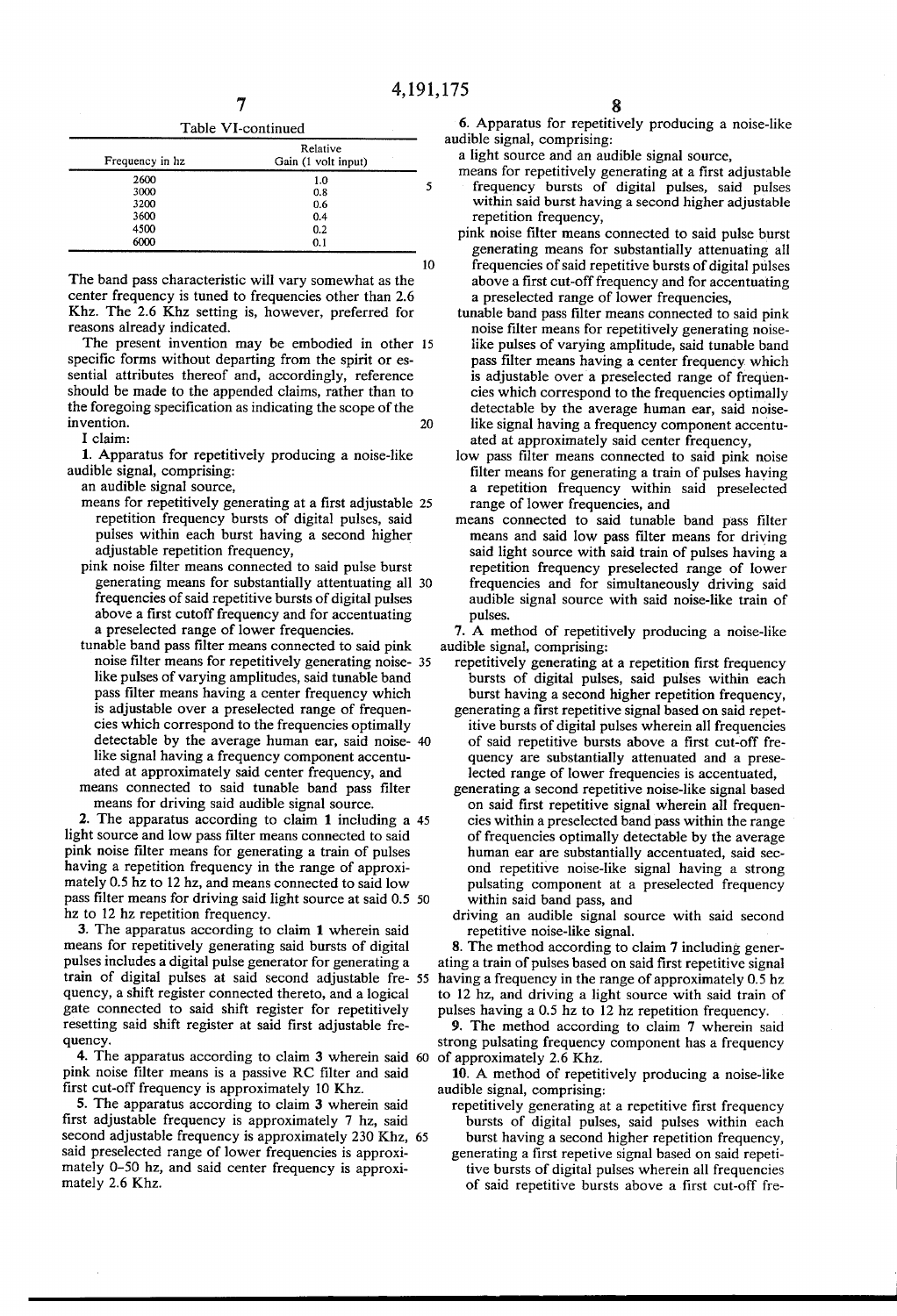Table VI-continued

| Frequency in hz | Relative Gain (1 volt input) |
|---|---|
| 2600 | 1.0 |
| 3000 | 0.8 |
| 3200 | 0.6 |
| 3600 | 0.4 |
| 4500 | 0.2 |
| 6000 | 0.1 |

The band pass characteristic will vary somewhat as the center frequency is tuned to frequencies other than 2.6 Khz. The 2.6 Khz setting is, however, preferred for reasons already indicated.

The present invention may be embodied in other specific forms without departing from the spirit or essential attributes thereof and, accordingly, reference should be made to the appended claims, rather than to the foregoing specification as indicating the scope of the invention.

I claim:

1. Apparatus for repetitively producing a noise-like audible signal, comprising:
   - an audible signal source,
   - means for repetitively generating at a first adjustable repetition frequency bursts of digital pulses, said pulses within each burst having a second higher adjustable repetition frequency,
   - pink noise filter means connected to said pulse burst generating means for substantially attentuating all frequencies of said repetitive bursts of digital pulses above a first cutoff frequency and for accentuating a preselected range of lower frequencies.
   - tunable band pass filter means connected to said pink noise filter means for repetitively generating noise-like pulses of varying amplitudes, said tunable band pass filter means having a center frequency which is adjustable over a preselected range of frequencies which correspond to the frequencies optimally detectable by the average human ear, said noise-like signal having a frequency component accentuated at approximately said center frequency, and
   - means connected to said tunable band pass filter means for driving said audible signal source.

2. The apparatus according to claim 1 including a light source and low pass filter means connected to said pink noise filter means for generating a train of pulses having a repetition frequency in the range of approximately 0.5 hz to 12 hz, and means connected to said low pass filter means for driving said light source at said 0.5 hz to 12 hz repetition frequency.

3. The apparatus according to claim 1 wherein said means for repetitively generating said bursts of digital pulses includes a digital pulse generator for generating a train of digital pulses at said second adjustable frequency, a shift register connected thereto, and a logical gate connected to said shift register for repetitively resetting said shift register at said first adjustable frequency.

4. The apparatus according to claim 3 wherein said pink noise filter means is a passive RC filter and said first cut-off frequency is approximately 10 Khz.

5. The apparatus according to claim 3 wherein said first adjustable frequency is approximately 7 hz, said second adjustable frequency is approximately 230 Khz, said preselected range of lower frequencies is approximately 0–50 hz, and said center frequency is approximately 2.6 Khz.

6. Apparatus for repetitively producing a noise-like audible signal, comprising:
   - a light source and an audible signal source,
   - means for repetitively generating at a first adjustable frequency bursts of digital pulses, said pulses within said burst having a second higher adjustable repetition frequency,
   - pink noise filter means connected to said pulse burst generating means for substantially attenuating all frequencies of said repetitive bursts of digital pulses above a first cut-off frequency and for accentuating a preselected range of lower frequencies,
   - tunable band pass filter means connected to said pink noise filter means for repetitively generating noise-like pulses of varying amplitude, said tunable band pass filter means having a center frequency which is adjustable over a preselected range of frequencies which correspond to the frequencies optimally detectable by the average human ear, said noise-like signal having a frequency component accentuated at approximately said center frequency,
   - low pass filter means connected to said pink noise filter means for generating a train of pulses having a repetition frequency within said preselected range of lower frequencies, and
   - means connected to said tunable band pass filter means and said low pass filter means for driving said light source with said train of pulses having a repetition frequency preselected range of lower frequencies and for simultaneously driving said audible signal source with said noise-like train of pulses.

7. A method of repetitively producing a noise-like audible signal, comprising:
   - repetitively generating at a repetition first frequency bursts of digital pulses, said pulses within each burst having a second higher repetition frequency,
   - generating a first repetitive signal based on said repetitive bursts of digital pulses wherein all frequencies of said repetitive bursts above a first cut-off frequency are substantially attenuated and a preselected range of lower frequencies is accentuated,
   - generating a second repetitive noise-like signal based on said first repetitive signal wherein all frequencies within a preselected band pass within the range of frequencies optimally detectable by the average human ear are substantially accentuated, said second repetitive noise-like signal having a strong pulsating component at a preselected frequency within said band pass, and
   - driving an audible signal source with said second repetitive noise-like signal.

8. The method according to claim 7 including generating a train of pulses based on said first repetitive signal having a frequency in the range of approximately 0.5 hz to 12 hz, and driving a light source with said train of pulses having a 0.5 hz to 12 hz repetition frequency.

9. The method according to claim 7 wherein said strong pulsating frequency component has a frequency of approximately 2.6 Khz.

10. A method of repetitively producing a noise-like audible signal, comprising:
   - repetitively generating at a repetitive first frequency bursts of digital pulses, said pulses within each burst having a second higher repetition frequency,
   - generating a first repetive signal based on said repetitive bursts of digital pulses wherein all frequencies of said repetitive bursts above a first cut-off fre-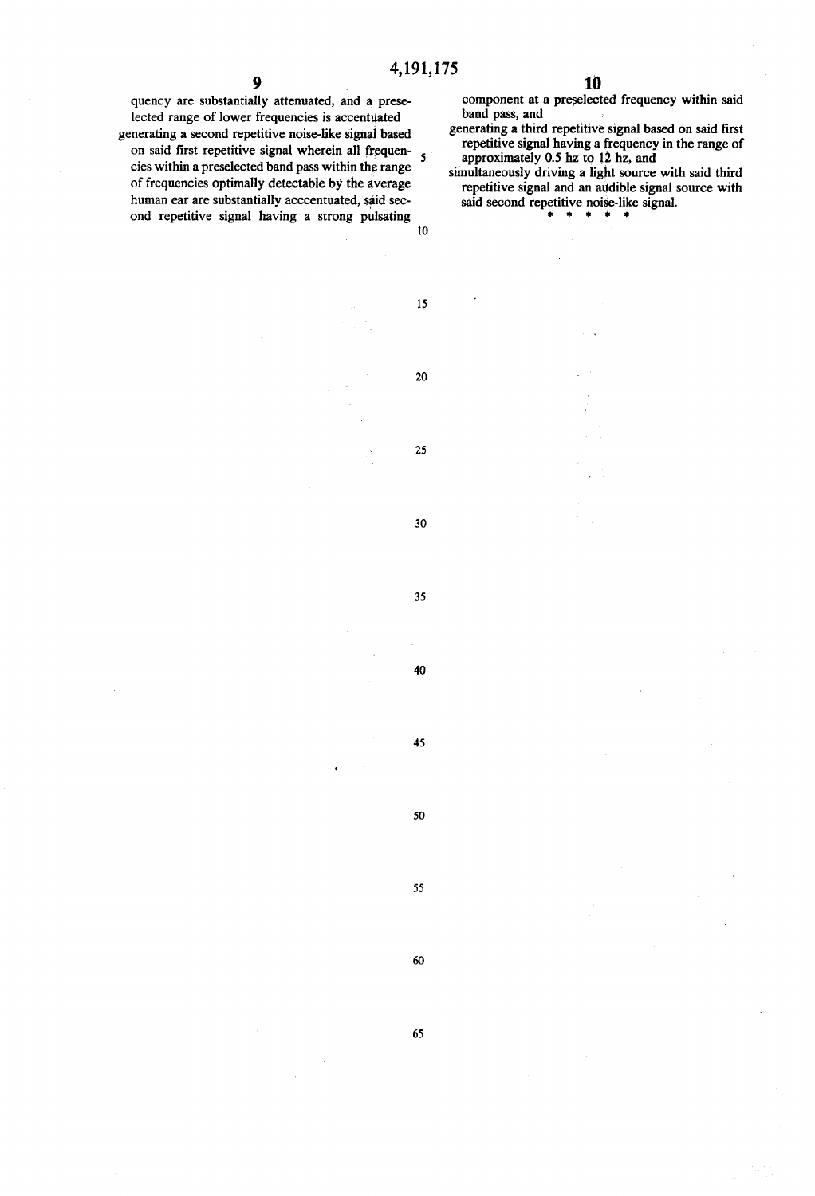quency are substantially attenuated, and a preselected range of lower frequencies is accentuated

generating a second repetitive noise-like signal based on said first repetitive signal wherein all frequencies within a preselected band pass within the range of frequencies optimally detectable by the average human ear are substantially acccentuated, said second repetitive signal having a strong pulsating component at a preselected frequency within said band pass, and

generating a third repetitive signal based on said first repetitive signal having a frequency in the range of approximately 0.5 hz to 12 hz, and

simultaneously driving a light source with said third repetitive signal and an audible signal source with said second repetitive noise-like signal.

* * * * *